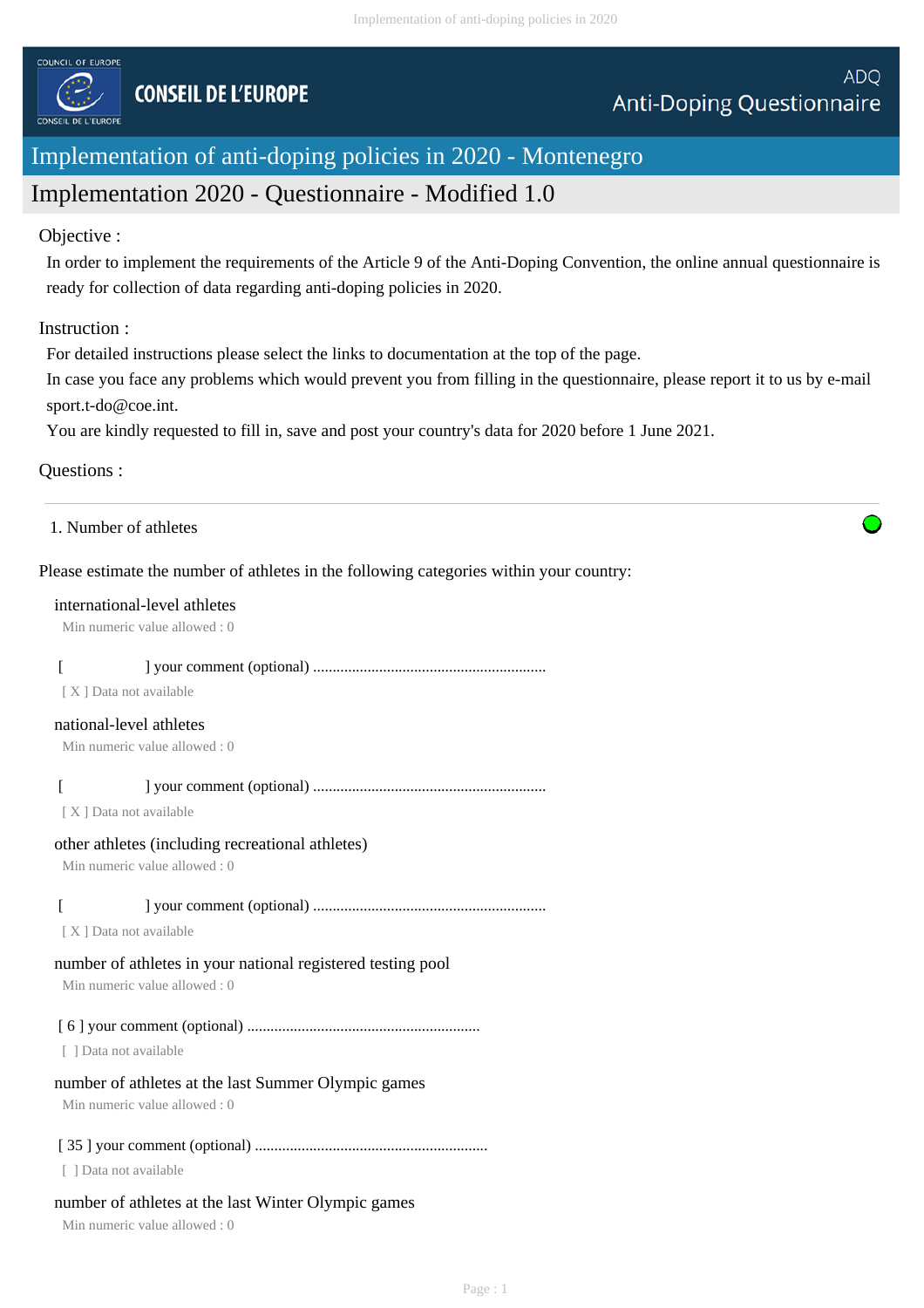COUNCIL OF EUROPE

CONSEIL DE L'EUROPE

ADQ
Anti-Doping Questionnaire

# Implementation of anti-doping policies in 2020 - Montenegro

## Implementation 2020 - Questionnaire - Modified 1.0

Objective :

In order to implement the requirements of the Article 9 of the Anti-Doping Convention, the online annual questionnaire is ready for collection of data regarding anti-doping policies in 2020.

Instruction :

For detailed instructions please select the links to documentation at the top of the page.
In case you face any problems which would prevent you from filling in the questionnaire, please report it to us by e-mail sport.t-do@coe.int.
You are kindly requested to fill in, save and post your country's data for 2020 before 1 June 2021.

Questions :

---

1. Number of athletes

Please estimate the number of athletes in the following categories within your country:

international-level athletes
Min numeric value allowed : 0

[ ] your comment (optional) ...........................................................
[ X ] Data not available

national-level athletes
Min numeric value allowed : 0

[ ] your comment (optional) ...........................................................
[ X ] Data not available

other athletes (including recreational athletes)
Min numeric value allowed : 0

[ ] your comment (optional) ...........................................................
[ X ] Data not available

number of athletes in your national registered testing pool
Min numeric value allowed : 0

[ 6 ] your comment (optional) ...........................................................
[ ] Data not available

number of athletes at the last Summer Olympic games
Min numeric value allowed : 0

[ 35 ] your comment (optional) ...........................................................
[ ] Data not available

number of athletes at the last Winter Olympic games
Min numeric value allowed : 0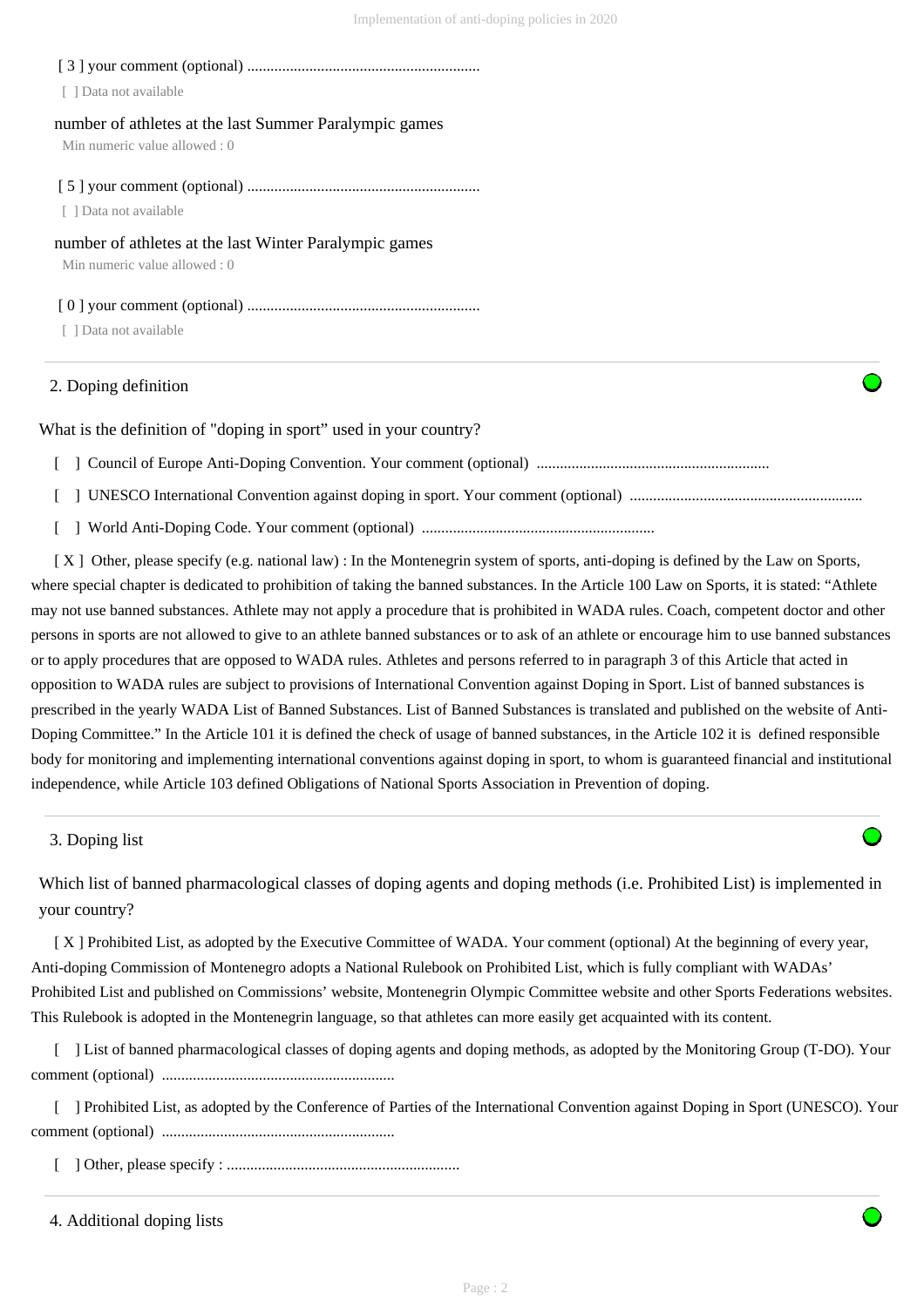[ 3 ] your comment (optional) ............................................................

[ ] Data not available

number of athletes at the last Summer Paralympic games

Min numeric value allowed : 0

[ 5 ] your comment (optional) ............................................................

[ ] Data not available

number of athletes at the last Winter Paralympic games

Min numeric value allowed : 0

[ 0 ] your comment (optional) ............................................................

[ ] Data not available

## 2. Doping definition

What is the definition of "doping in sport" used in your country?

[ ] Council of Europe Anti-Doping Convention. Your comment (optional) ............................................................

[ ] UNESCO International Convention against doping in sport. Your comment (optional) ............................................................

[ ] World Anti-Doping Code. Your comment (optional) ............................................................

[ X ] Other, please specify (e.g. national law) : In the Montenegrin system of sports, anti-doping is defined by the Law on Sports, where special chapter is dedicated to prohibition of taking the banned substances. In the Article 100 Law on Sports, it is stated: "Athlete may not use banned substances. Athlete may not apply a procedure that is prohibited in WADA rules. Coach, competent doctor and other persons in sports are not allowed to give to an athlete banned substances or to ask of an athlete or encourage him to use banned substances or to apply procedures that are opposed to WADA rules. Athletes and persons referred to in paragraph 3 of this Article that acted in opposition to WADA rules are subject to provisions of International Convention against Doping in Sport. List of banned substances is prescribed in the yearly WADA List of Banned Substances. List of Banned Substances is translated and published on the website of Anti-Doping Committee." In the Article 101 it is defined the check of usage of banned substances, in the Article 102 it is defined responsible body for monitoring and implementing international conventions against doping in sport, to whom is guaranteed financial and institutional independence, while Article 103 defined Obligations of National Sports Association in Prevention of doping.

## 3. Doping list

Which list of banned pharmacological classes of doping agents and doping methods (i.e. Prohibited List) is implemented in your country?

[ X ] Prohibited List, as adopted by the Executive Committee of WADA. Your comment (optional) At the beginning of every year, Anti-doping Commission of Montenegro adopts a National Rulebook on Prohibited List, which is fully compliant with WADAs' Prohibited List and published on Commissions' website, Montenegrin Olympic Committee website and other Sports Federations websites. This Rulebook is adopted in the Montenegrin language, so that athletes can more easily get acquainted with its content.

[ ] List of banned pharmacological classes of doping agents and doping methods, as adopted by the Monitoring Group (T-DO). Your comment (optional) ............................................................

[ ] Prohibited List, as adopted by the Conference of Parties of the International Convention against Doping in Sport (UNESCO). Your comment (optional) ............................................................

[ ] Other, please specify : ............................................................

## 4. Additional doping lists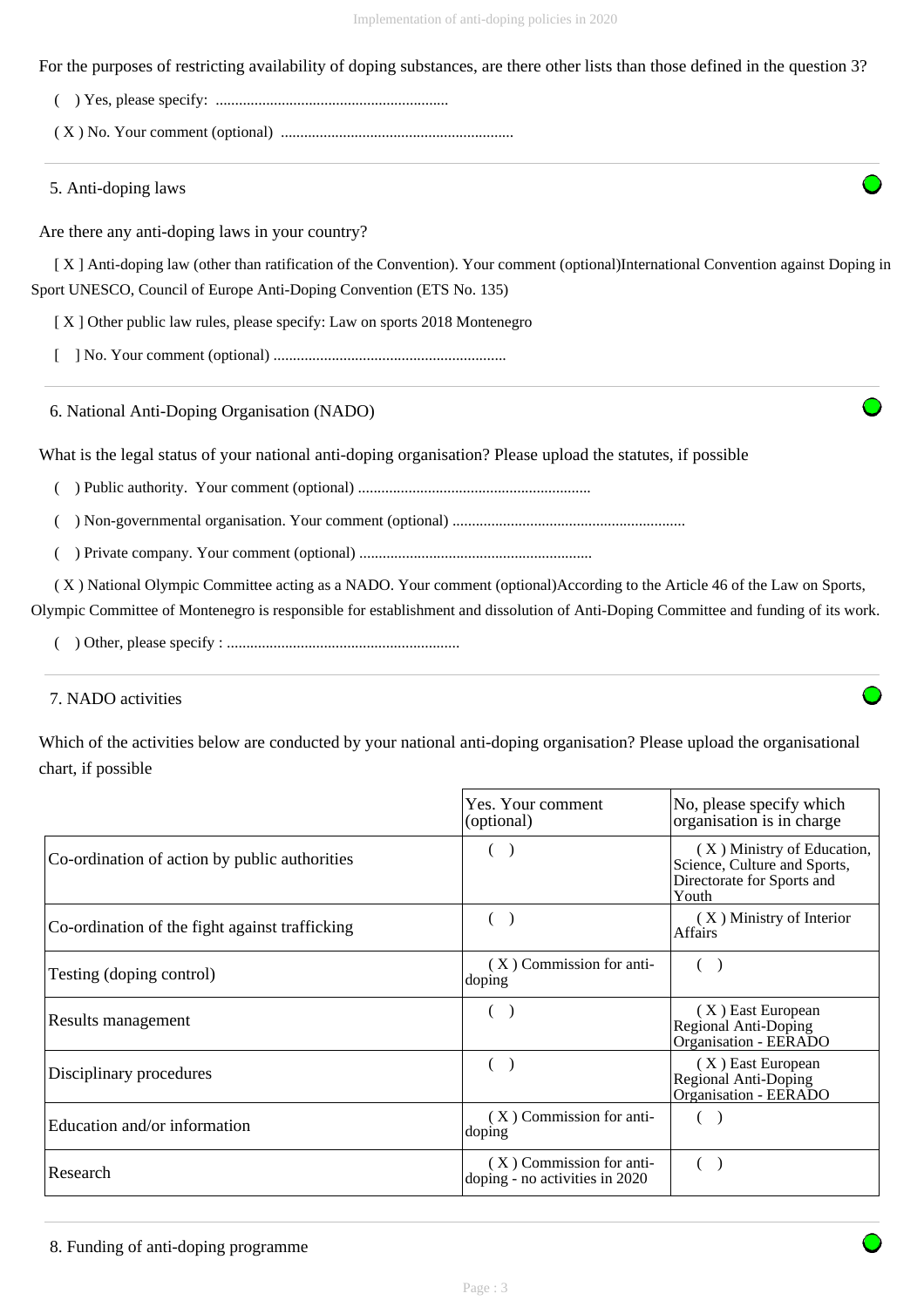For the purposes of restricting availability of doping substances, are there other lists than those defined in the question 3?

( ) Yes, please specify: ............................................................

( X ) No. Your comment (optional) ............................................................

## 5. Anti-doping laws

Are there any anti-doping laws in your country?

[ X ] Anti-doping law (other than ratification of the Convention). Your comment (optional)International Convention against Doping in Sport UNESCO, Council of Europe Anti-Doping Convention (ETS No. 135)

[ X ] Other public law rules, please specify: Law on sports 2018 Montenegro

[ ] No. Your comment (optional) ............................................................

## 6. National Anti-Doping Organisation (NADO)

What is the legal status of your national anti-doping organisation? Please upload the statutes, if possible

( ) Public authority. Your comment (optional) ............................................................

( ) Non-governmental organisation. Your comment (optional) ............................................................

( ) Private company. Your comment (optional) ............................................................

( X ) National Olympic Committee acting as a NADO. Your comment (optional)According to the Article 46 of the Law on Sports, Olympic Committee of Montenegro is responsible for establishment and dissolution of Anti-Doping Committee and funding of its work.

( ) Other, please specify : ............................................................

## 7. NADO activities

Which of the activities below are conducted by your national anti-doping organisation? Please upload the organisational chart, if possible

| | Yes. Your comment (optional) | No, please specify which organisation is in charge |
|---|---|---|
| Co-ordination of action by public authorities | ( ) | ( X ) Ministry of Education, Science, Culture and Sports, Directorate for Sports and Youth |
| Co-ordination of the fight against trafficking | ( ) | ( X ) Ministry of Interior Affairs |
| Testing (doping control) | ( X ) Commission for anti-doping | ( ) |
| Results management | ( ) | ( X ) East European Regional Anti-Doping Organisation - EERADO |
| Disciplinary procedures | ( ) | ( X ) East European Regional Anti-Doping Organisation - EERADO |
| Education and/or information | ( X ) Commission for anti-doping | ( ) |
| Research | ( X ) Commission for anti-doping - no activities in 2020 | ( ) |

## 8. Funding of anti-doping programme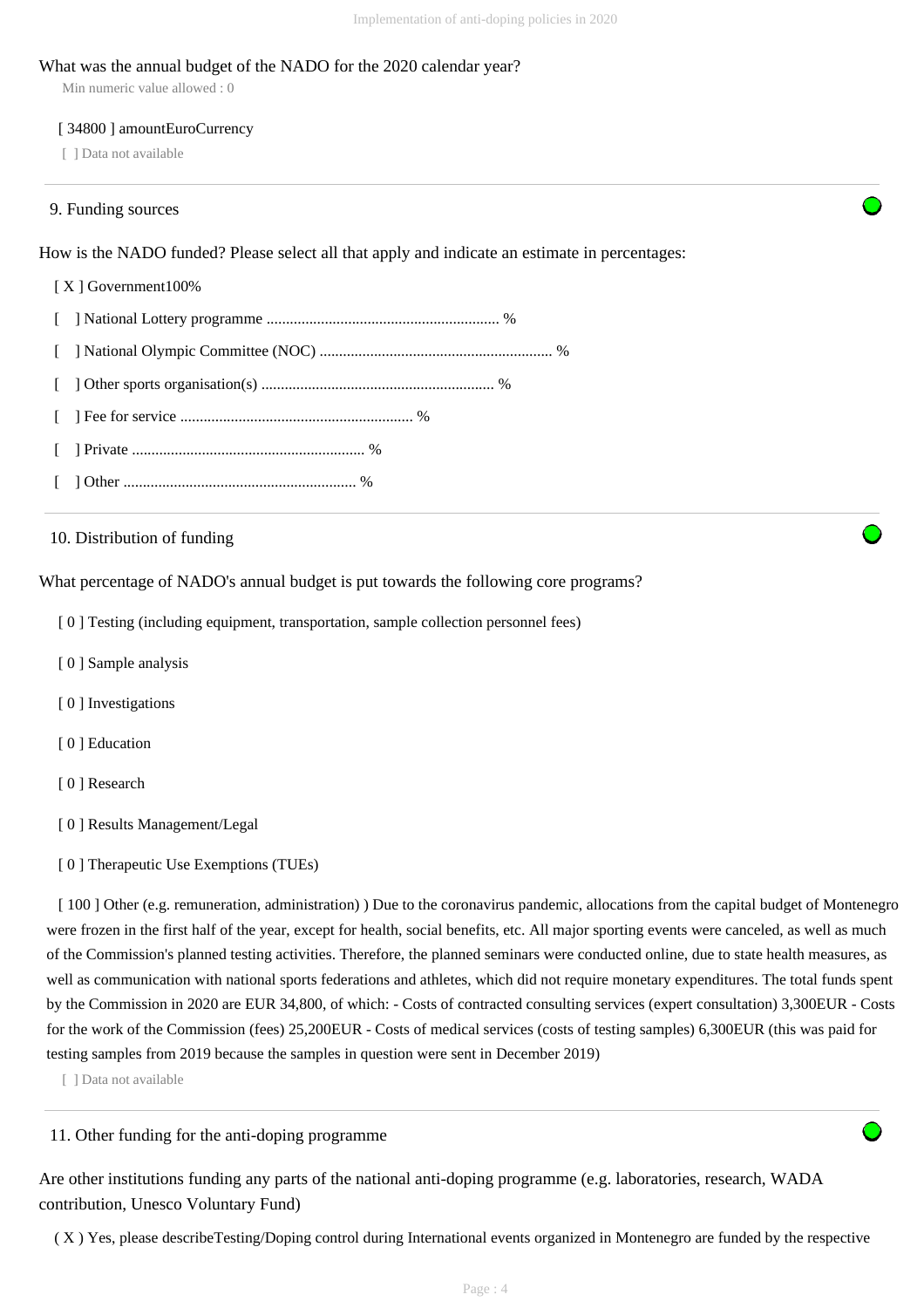What was the annual budget of the NADO for the 2020 calendar year?

Min numeric value allowed : 0

[ 34800 ] amountEuroCurrency

[ ] Data not available

9. Funding sources

How is the NADO funded? Please select all that apply and indicate an estimate in percentages:

[ X ] Government100%

[ ] National Lottery programme ........................................................... %

[ ] National Olympic Committee (NOC) ........................................................... %

[ ] Other sports organisation(s) ........................................................... %

[ ] Fee for service ........................................................... %

[ ] Private ........................................................... %

[ ] Other ........................................................... %

10. Distribution of funding

What percentage of NADO's annual budget is put towards the following core programs?

[ 0 ] Testing (including equipment, transportation, sample collection personnel fees)

[ 0 ] Sample analysis

[ 0 ] Investigations

[ 0 ] Education

[ 0 ] Research

[ 0 ] Results Management/Legal

[ 0 ] Therapeutic Use Exemptions (TUEs)

[ 100 ] Other (e.g. remuneration, administration) ) Due to the coronavirus pandemic, allocations from the capital budget of Montenegro were frozen in the first half of the year, except for health, social benefits, etc. All major sporting events were canceled, as well as much of the Commission's planned testing activities. Therefore, the planned seminars were conducted online, due to state health measures, as well as communication with national sports federations and athletes, which did not require monetary expenditures. The total funds spent by the Commission in 2020 are EUR 34,800, of which: - Costs of contracted consulting services (expert consultation) 3,300EUR - Costs for the work of the Commission (fees) 25,200EUR - Costs of medical services (costs of testing samples) 6,300EUR (this was paid for testing samples from 2019 because the samples in question were sent in December 2019)

[ ] Data not available

11. Other funding for the anti-doping programme

Are other institutions funding any parts of the national anti-doping programme (e.g. laboratories, research, WADA contribution, Unesco Voluntary Fund)

( X ) Yes, please describeTesting/Doping control during International events organized in Montenegro are funded by the respective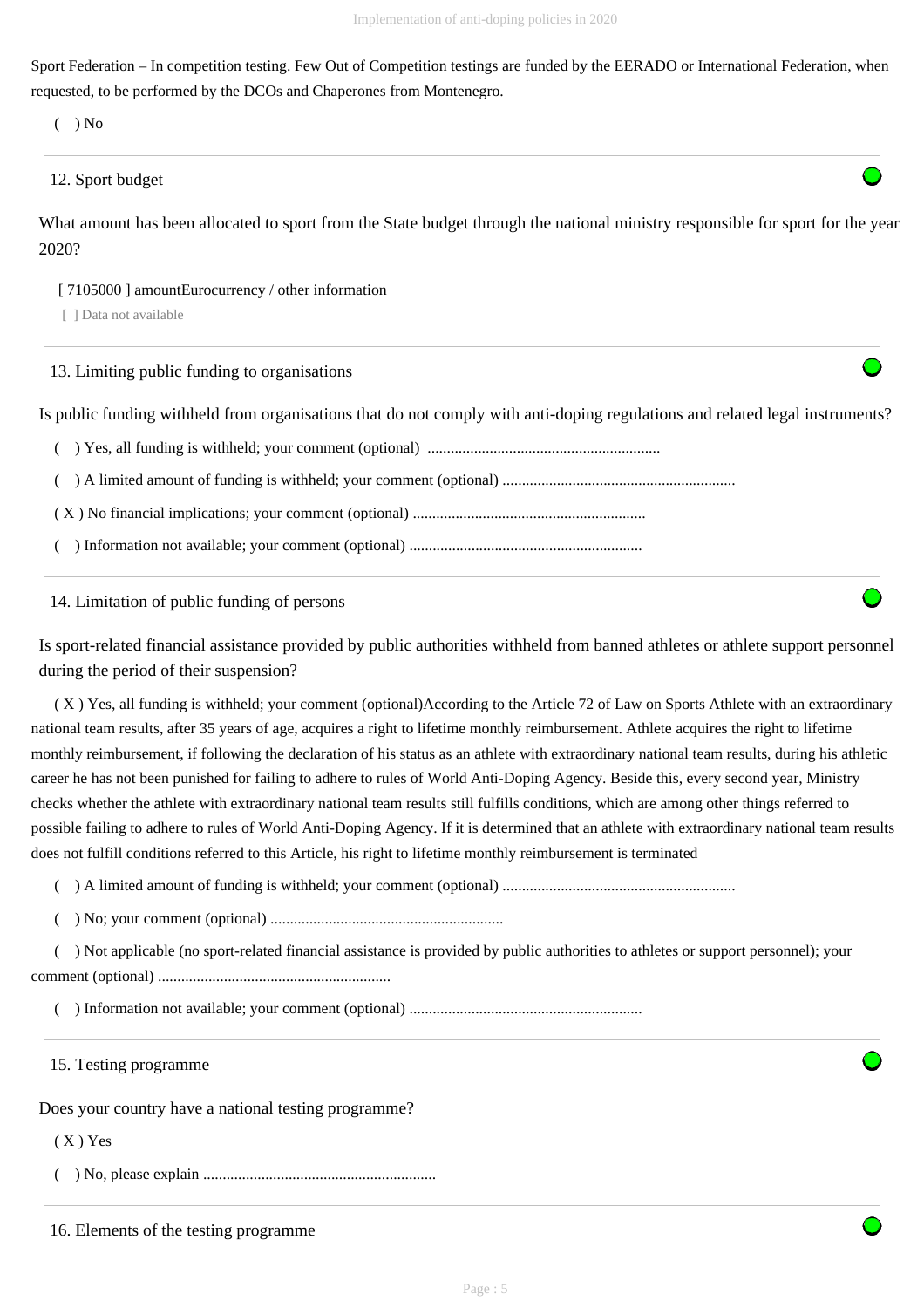Sport Federation – In competition testing. Few Out of Competition testings are funded by the EERADO or International Federation, when requested, to be performed by the DCOs and Chaperones from Montenegro.

( ) No

12. Sport budget

What amount has been allocated to sport from the State budget through the national ministry responsible for sport for the year 2020?

[ 7105000 ] amountEurocurrency / other information

[ ] Data not available

13. Limiting public funding to organisations

Is public funding withheld from organisations that do not comply with anti-doping regulations and related legal instruments?

( ) Yes, all funding is withheld; your comment (optional) ............................................................

( ) A limited amount of funding is withheld; your comment (optional) ............................................................

( X ) No financial implications; your comment (optional) ............................................................

( ) Information not available; your comment (optional) ............................................................

14. Limitation of public funding of persons

Is sport-related financial assistance provided by public authorities withheld from banned athletes or athlete support personnel during the period of their suspension?

( X ) Yes, all funding is withheld; your comment (optional)According to the Article 72 of Law on Sports Athlete with an extraordinary national team results, after 35 years of age, acquires a right to lifetime monthly reimbursement. Athlete acquires the right to lifetime monthly reimbursement, if following the declaration of his status as an athlete with extraordinary national team results, during his athletic career he has not been punished for failing to adhere to rules of World Anti-Doping Agency. Beside this, every second year, Ministry checks whether the athlete with extraordinary national team results still fulfills conditions, which are among other things referred to possible failing to adhere to rules of World Anti-Doping Agency. If it is determined that an athlete with extraordinary national team results does not fulfill conditions referred to this Article, his right to lifetime monthly reimbursement is terminated

( ) A limited amount of funding is withheld; your comment (optional) ............................................................

( ) No; your comment (optional) ............................................................

( ) Not applicable (no sport-related financial assistance is provided by public authorities to athletes or support personnel); your comment (optional) ............................................................

( ) Information not available; your comment (optional) ............................................................

15. Testing programme

Does your country have a national testing programme?

( X ) Yes

( ) No, please explain ............................................................

16. Elements of the testing programme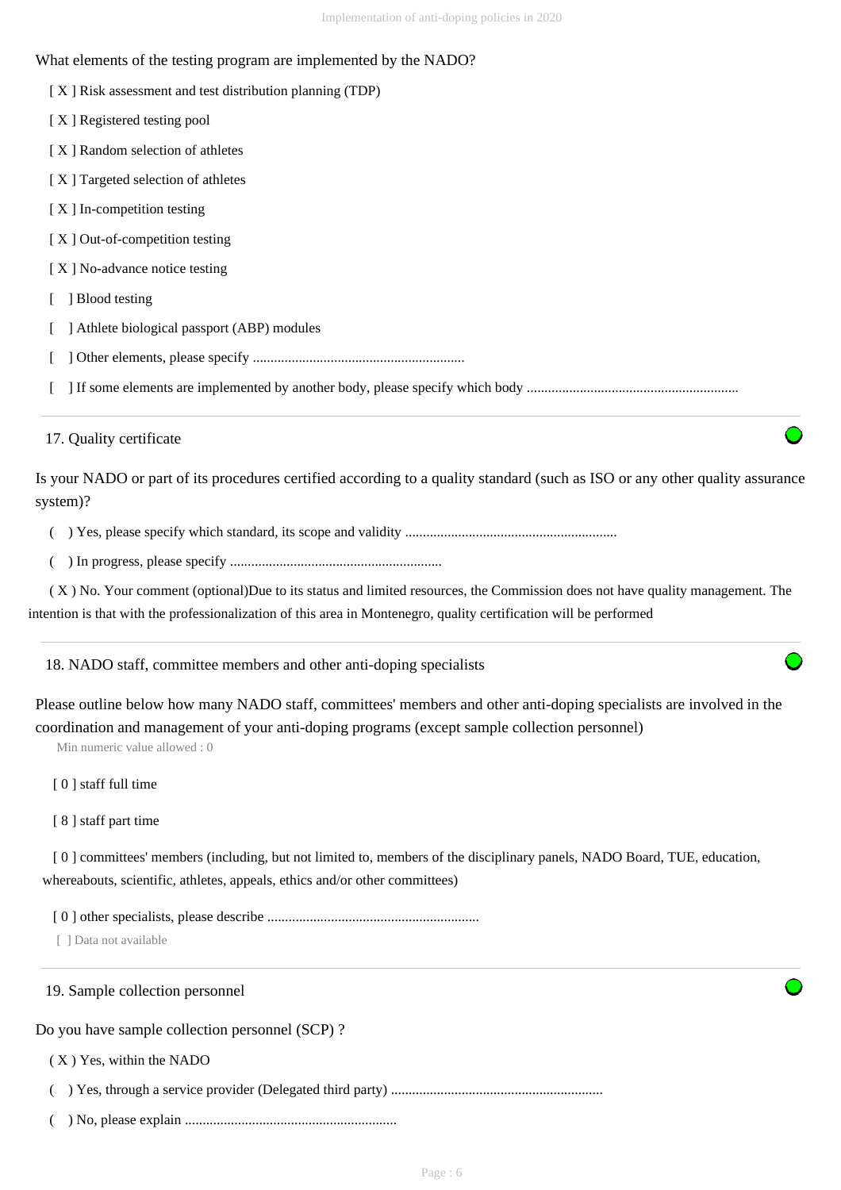What elements of the testing program are implemented by the NADO?

[ X ] Risk assessment and test distribution planning (TDP)

[ X ] Registered testing pool

[ X ] Random selection of athletes

[ X ] Targeted selection of athletes

[ X ] In-competition testing

[ X ] Out-of-competition testing

[ X ] No-advance notice testing

[ ] Blood testing

[ ] Athlete biological passport (ABP) modules

[ ] Other elements, please specify ...........................................................

[ ] If some elements are implemented by another body, please specify which body ...........................................................

---

## 17. Quality certificate

Is your NADO or part of its procedures certified according to a quality standard (such as ISO or any other quality assurance system)?

( ) Yes, please specify which standard, its scope and validity ...........................................................

( ) In progress, please specify ...........................................................

( X ) No. Your comment (optional)Due to its status and limited resources, the Commission does not have quality management. The intention is that with the professionalization of this area in Montenegro, quality certification will be performed

---

## 18. NADO staff, committee members and other anti-doping specialists

Please outline below how many NADO staff, committees' members and other anti-doping specialists are involved in the coordination and management of your anti-doping programs (except sample collection personnel)

Min numeric value allowed : 0

[ 0 ] staff full time

[ 8 ] staff part time

[ 0 ] committees' members (including, but not limited to, members of the disciplinary panels, NADO Board, TUE, education, whereabouts, scientific, athletes, appeals, ethics and/or other committees)

[ 0 ] other specialists, please describe ...........................................................

[ ] Data not available

---

## 19. Sample collection personnel

Do you have sample collection personnel (SCP) ?

( X ) Yes, within the NADO

( ) Yes, through a service provider (Delegated third party) ...........................................................

( ) No, please explain ...........................................................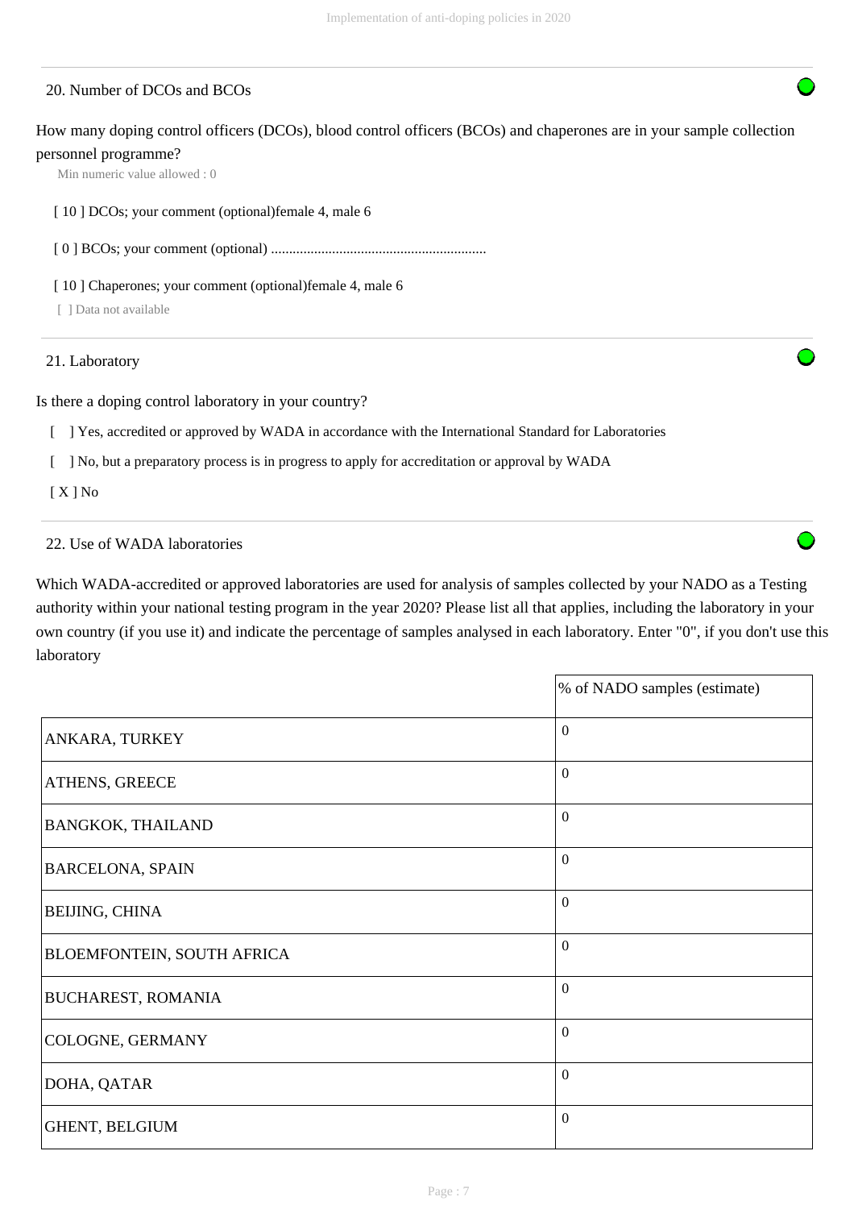## 20. Number of DCOs and BCOs

How many doping control officers (DCOs), blood control officers (BCOs) and chaperones are in your sample collection personnel programme?

Min numeric value allowed : 0

[ 10 ] DCOs; your comment (optional)female 4, male 6

[ 0 ] BCOs; your comment (optional) ............................................................

[ 10 ] Chaperones; your comment (optional)female 4, male 6

[ ] Data not available

## 21. Laboratory

Is there a doping control laboratory in your country?

[ ] Yes, accredited or approved by WADA in accordance with the International Standard for Laboratories

[ ] No, but a preparatory process is in progress to apply for accreditation or approval by WADA

[ X ] No

## 22. Use of WADA laboratories

Which WADA-accredited or approved laboratories are used for analysis of samples collected by your NADO as a Testing authority within your national testing program in the year 2020? Please list all that applies, including the laboratory in your own country (if you use it) and indicate the percentage of samples analysed in each laboratory. Enter "0", if you don't use this laboratory

| | % of NADO samples (estimate) |
|---|---|
| ANKARA, TURKEY | 0 |
| ATHENS, GREECE | 0 |
| BANGKOK, THAILAND | 0 |
| BARCELONA, SPAIN | 0 |
| BEIJING, CHINA | 0 |
| BLOEMFONTEIN, SOUTH AFRICA | 0 |
| BUCHAREST, ROMANIA | 0 |
| COLOGNE, GERMANY | 0 |
| DOHA, QATAR | 0 |
| GHENT, BELGIUM | 0 |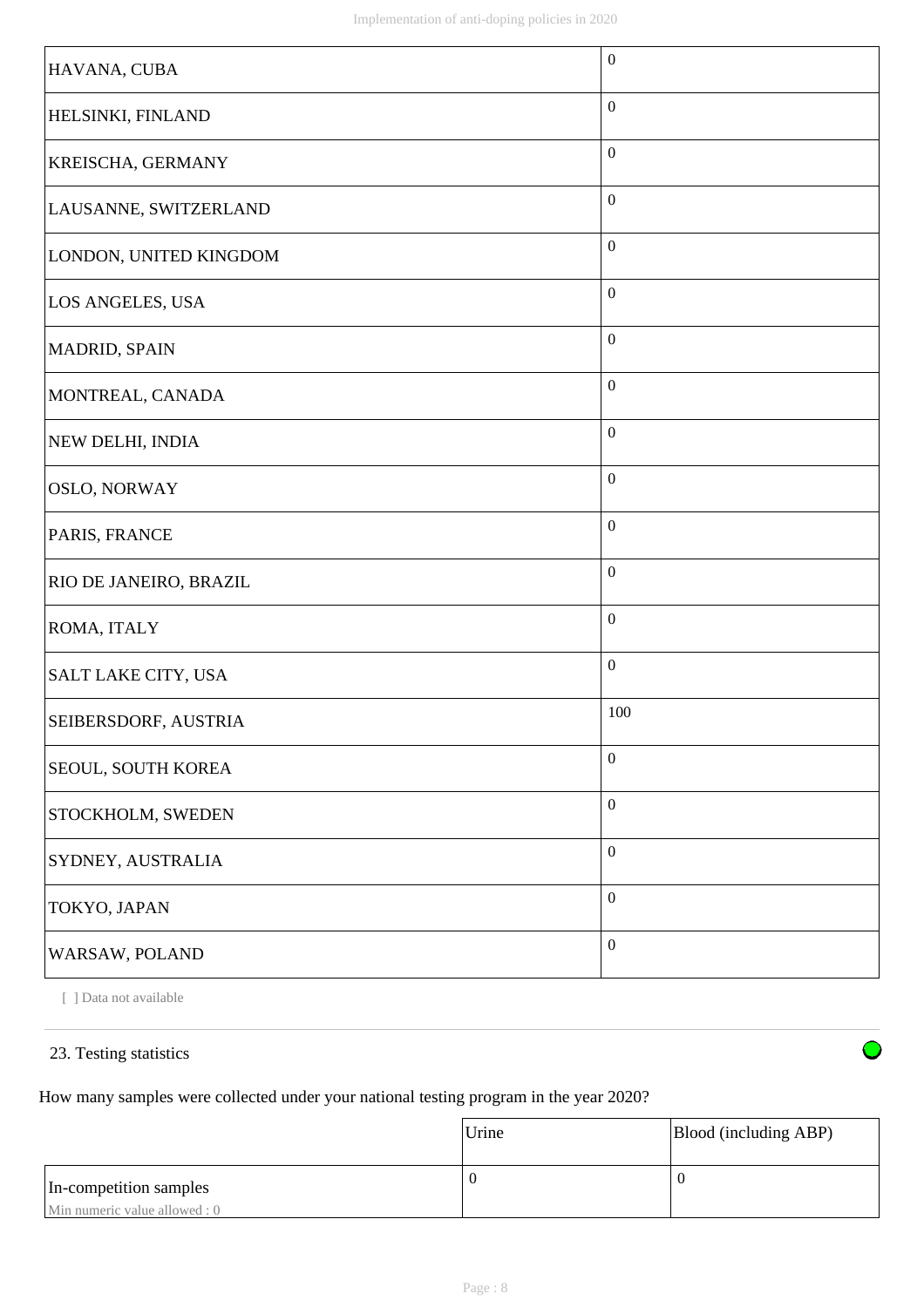| | |
|---|---|
| HAVANA, CUBA | 0 |
| HELSINKI, FINLAND | 0 |
| KREISCHA, GERMANY | 0 |
| LAUSANNE, SWITZERLAND | 0 |
| LONDON, UNITED KINGDOM | 0 |
| LOS ANGELES, USA | 0 |
| MADRID, SPAIN | 0 |
| MONTREAL, CANADA | 0 |
| NEW DELHI, INDIA | 0 |
| OSLO, NORWAY | 0 |
| PARIS, FRANCE | 0 |
| RIO DE JANEIRO, BRAZIL | 0 |
| ROMA, ITALY | 0 |
| SALT LAKE CITY, USA | 0 |
| SEIBERSDORF, AUSTRIA | 100 |
| SEOUL, SOUTH KOREA | 0 |
| STOCKHOLM, SWEDEN | 0 |
| SYDNEY, AUSTRALIA | 0 |
| TOKYO, JAPAN | 0 |
| WARSAW, POLAND | 0 |

[ ] Data not available

23. Testing statistics

How many samples were collected under your national testing program in the year 2020?

| | Urine | Blood (including ABP) |
|---|---|---|
| In-competition samples<br>Min numeric value allowed : 0 | 0 | 0 |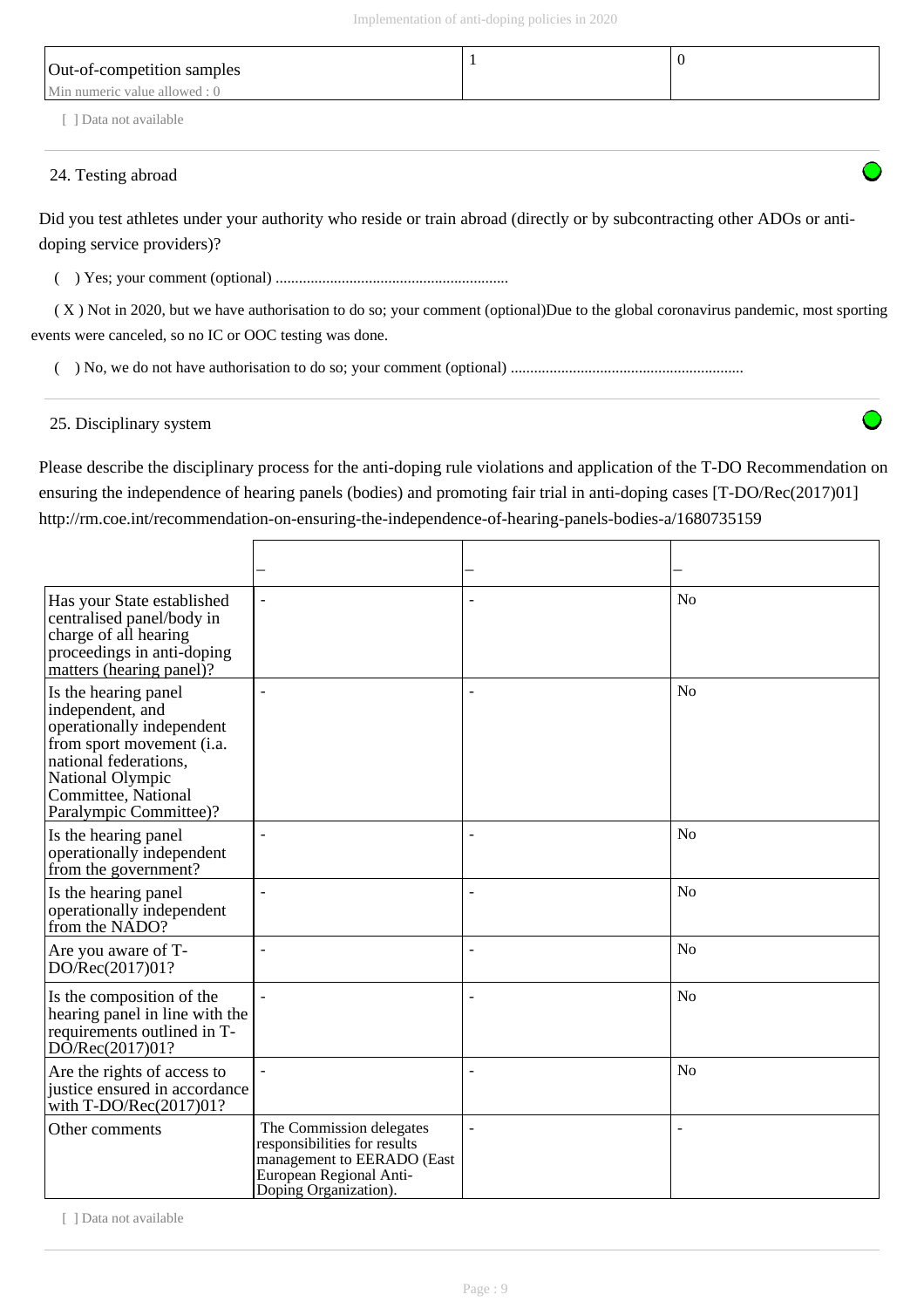| Out-of-competition samples<br>Min numeric value allowed : 0 | 1 | 0 |
|---|---|---|

[ ] Data not available

24. Testing abroad

Did you test athletes under your authority who reside or train abroad (directly or by subcontracting other ADOs or anti-doping service providers)?

( ) Yes; your comment (optional) ...........................................................

( X ) Not in 2020, but we have authorisation to do so; your comment (optional)Due to the global coronavirus pandemic, most sporting events were canceled, so no IC or OOC testing was done.

( ) No, we do not have authorisation to do so; your comment (optional) ...........................................................

25. Disciplinary system

Please describe the disciplinary process for the anti-doping rule violations and application of the T-DO Recommendation on ensuring the independence of hearing panels (bodies) and promoting fair trial in anti-doping cases [T-DO/Rec(2017)01] http://rm.coe.int/recommendation-on-ensuring-the-independence-of-hearing-panels-bodies-a/1680735159

| | – | – | – |
|---|---|---|---|
| Has your State established centralised panel/body in charge of all hearing proceedings in anti-doping matters (hearing panel)? | - | - | No |
| Is the hearing panel independent, and operationally independent from sport movement (i.a. national federations, National Olympic Committee, National Paralympic Committee)? | - | - | No |
| Is the hearing panel operationally independent from the government? | - | - | No |
| Is the hearing panel operationally independent from the NADO? | - | - | No |
| Are you aware of T-DO/Rec(2017)01? | - | - | No |
| Is the composition of the hearing panel in line with the requirements outlined in T-DO/Rec(2017)01? | - | - | No |
| Are the rights of access to justice ensured in accordance with T-DO/Rec(2017)01? | - | - | No |
| Other comments | The Commission delegates responsibilities for results management to EERADO (East European Regional Anti-Doping Organization). | - | - |

[ ] Data not available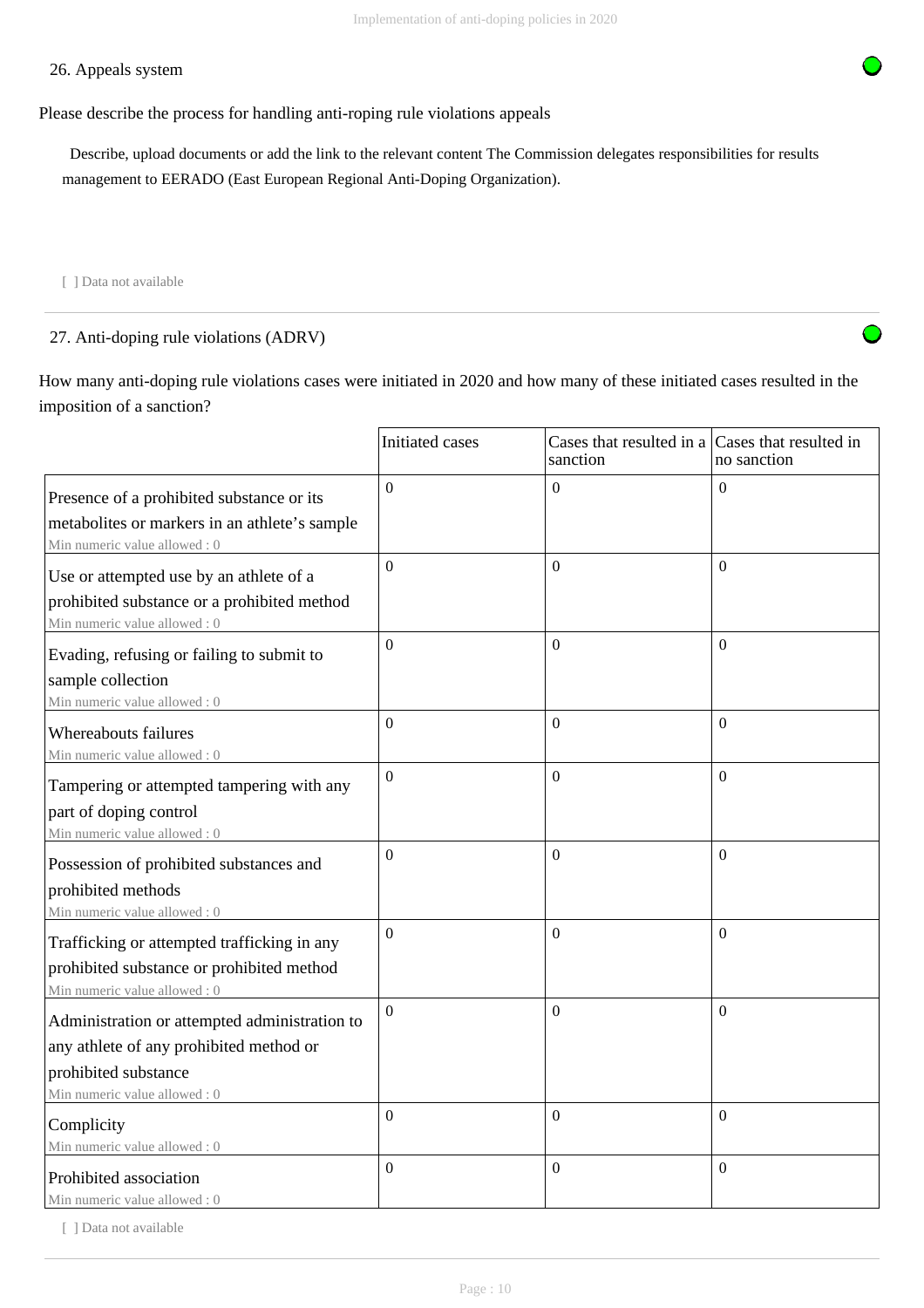## 26. Appeals system

Please describe the process for handling anti-roping rule violations appeals

Describe, upload documents or add the link to the relevant content The Commission delegates responsibilities for results management to EERADO (East European Regional Anti-Doping Organization).

[ ] Data not available

## 27. Anti-doping rule violations (ADRV)

How many anti-doping rule violations cases were initiated in 2020 and how many of these initiated cases resulted in the imposition of a sanction?

| | Initiated cases | Cases that resulted in a sanction | Cases that resulted in no sanction |
|---|---|---|---|
| Presence of a prohibited substance or its metabolites or markers in an athlete's sample<br>Min numeric value allowed : 0 | 0 | 0 | 0 |
| Use or attempted use by an athlete of a prohibited substance or a prohibited method<br>Min numeric value allowed : 0 | 0 | 0 | 0 |
| Evading, refusing or failing to submit to sample collection<br>Min numeric value allowed : 0 | 0 | 0 | 0 |
| Whereabouts failures<br>Min numeric value allowed : 0 | 0 | 0 | 0 |
| Tampering or attempted tampering with any part of doping control<br>Min numeric value allowed : 0 | 0 | 0 | 0 |
| Possession of prohibited substances and prohibited methods<br>Min numeric value allowed : 0 | 0 | 0 | 0 |
| Trafficking or attempted trafficking in any prohibited substance or prohibited method<br>Min numeric value allowed : 0 | 0 | 0 | 0 |
| Administration or attempted administration to any athlete of any prohibited method or prohibited substance<br>Min numeric value allowed : 0 | 0 | 0 | 0 |
| Complicity<br>Min numeric value allowed : 0 | 0 | 0 | 0 |
| Prohibited association<br>Min numeric value allowed : 0 | 0 | 0 | 0 |

[ ] Data not available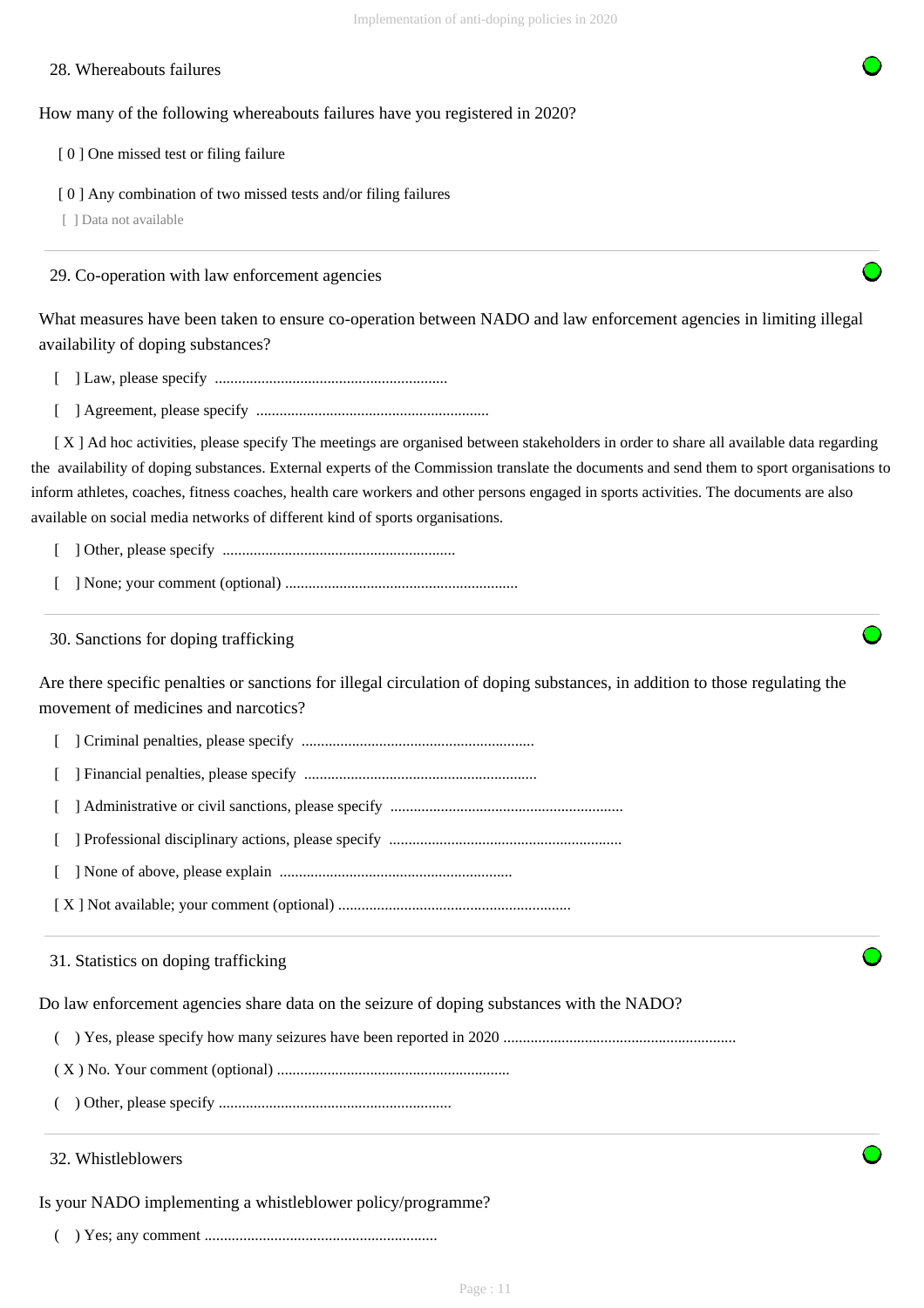28. Whereabouts failures

How many of the following whereabouts failures have you registered in 2020?

[ 0 ] One missed test or filing failure

[ 0 ] Any combination of two missed tests and/or filing failures

[ ] Data not available

29. Co-operation with law enforcement agencies

What measures have been taken to ensure co-operation between NADO and law enforcement agencies in limiting illegal availability of doping substances?

[ ] Law, please specify ............................................................

[ ] Agreement, please specify ............................................................

[ X ] Ad hoc activities, please specify The meetings are organised between stakeholders in order to share all available data regarding the availability of doping substances. External experts of the Commission translate the documents and send them to sport organisations to inform athletes, coaches, fitness coaches, health care workers and other persons engaged in sports activities. The documents are also available on social media networks of different kind of sports organisations.

[ ] Other, please specify ............................................................

[ ] None; your comment (optional) ............................................................

30. Sanctions for doping trafficking

Are there specific penalties or sanctions for illegal circulation of doping substances, in addition to those regulating the movement of medicines and narcotics?

[ ] Criminal penalties, please specify ............................................................

[ ] Financial penalties, please specify ............................................................

[ ] Administrative or civil sanctions, please specify ............................................................

[ ] Professional disciplinary actions, please specify ............................................................

[ ] None of above, please explain ............................................................

[ X ] Not available; your comment (optional) ............................................................

31. Statistics on doping trafficking

Do law enforcement agencies share data on the seizure of doping substances with the NADO?

( ) Yes, please specify how many seizures have been reported in 2020 ............................................................

( X ) No. Your comment (optional) ............................................................

( ) Other, please specify ............................................................

32. Whistleblowers

Is your NADO implementing a whistleblower policy/programme?

( ) Yes; any comment ............................................................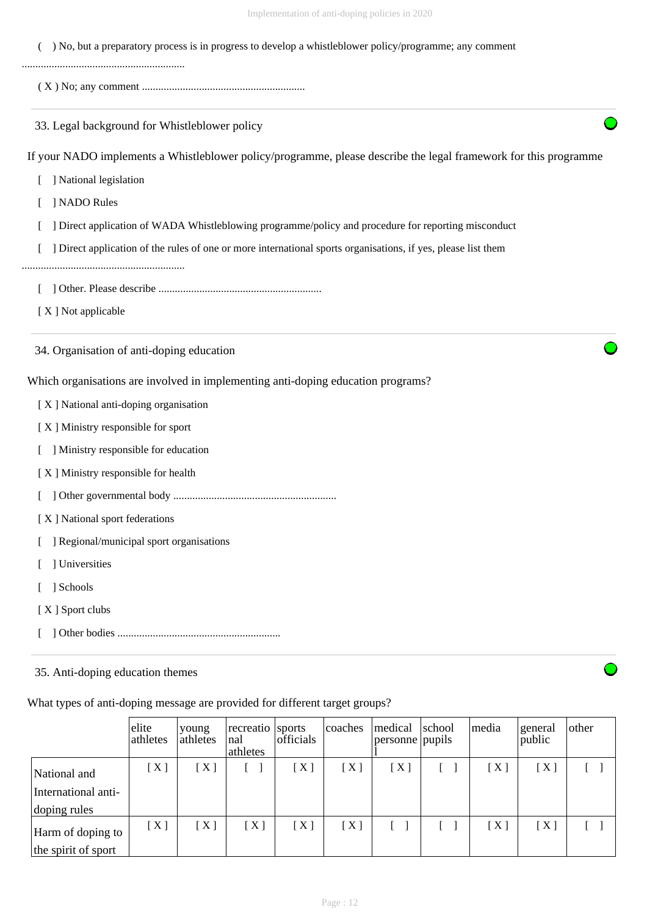( ) No, but a preparatory process is in progress to develop a whistleblower policy/programme; any comment ............................................................

( X ) No; any comment ............................................................

33. Legal background for Whistleblower policy

If your NADO implements a Whistleblower policy/programme, please describe the legal framework for this programme

[ ] National legislation

[ ] NADO Rules

[ ] Direct application of WADA Whistleblowing programme/policy and procedure for reporting misconduct

[ ] Direct application of the rules of one or more international sports organisations, if yes, please list them ............................................................

[ ] Other. Please describe ............................................................

[ X ] Not applicable

34. Organisation of anti-doping education

Which organisations are involved in implementing anti-doping education programs?

[ X ] National anti-doping organisation

[ X ] Ministry responsible for sport

[ ] Ministry responsible for education

[ X ] Ministry responsible for health

[ ] Other governmental body ............................................................

[ X ] National sport federations

[ ] Regional/municipal sport organisations

[ ] Universities

[ ] Schools

[ X ] Sport clubs

[ ] Other bodies ............................................................

35. Anti-doping education themes

What types of anti-doping message are provided for different target groups?

| | elite athletes | young athletes | recreational athletes | sports officials | coaches | medical personnel | school pupils | media | general public | other |
|---|---|---|---|---|---|---|---|---|---|---|
| National and International anti-doping rules | [ X ] | [ X ] | [ ] | [ X ] | [ X ] | [ X ] | [ ] | [ X ] | [ X ] | [ ] |
| Harm of doping to the spirit of sport | [ X ] | [ X ] | [ X ] | [ X ] | [ X ] | [ ] | [ ] | [ X ] | [ X ] | [ ] |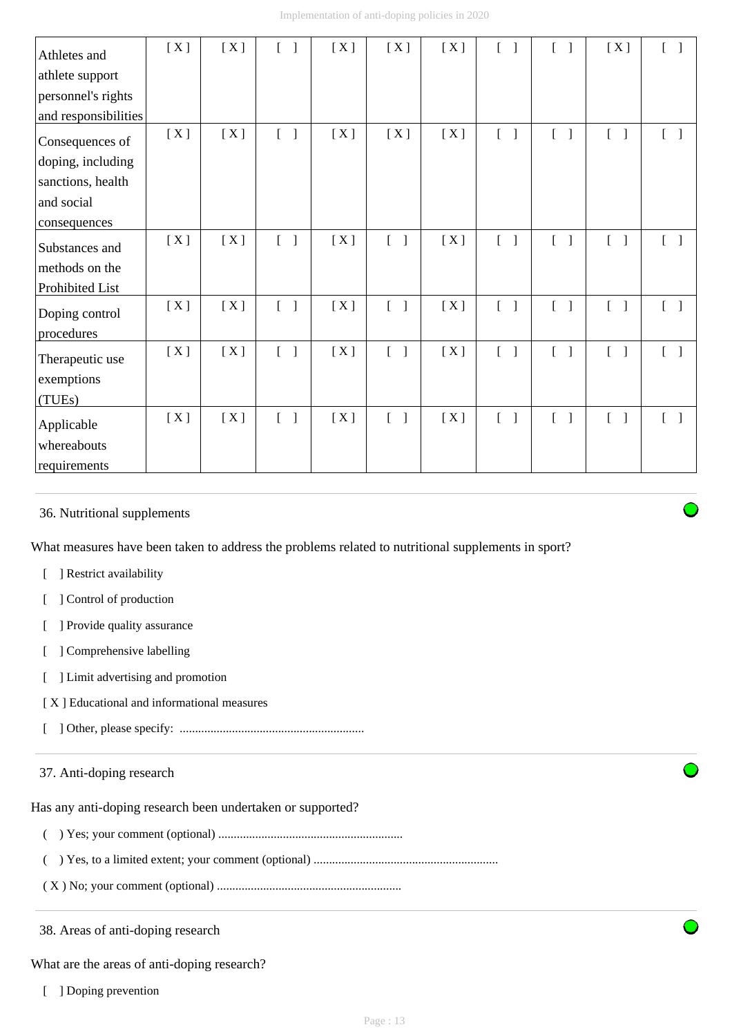| | | | | | | | | | | |
|---|---|---|---|---|---|---|---|---|---|---|
| Athletes and athlete support personnel's rights and responsibilities | [ X ] | [ X ] | [ ] | [ X ] | [ X ] | [ X ] | [ ] | [ ] | [ X ] | [ ] |
| Consequences of doping, including sanctions, health and social consequences | [ X ] | [ X ] | [ ] | [ X ] | [ X ] | [ X ] | [ ] | [ ] | [ ] | [ ] |
| Substances and methods on the Prohibited List | [ X ] | [ X ] | [ ] | [ X ] | [ ] | [ X ] | [ ] | [ ] | [ ] | [ ] |
| Doping control procedures | [ X ] | [ X ] | [ ] | [ X ] | [ ] | [ X ] | [ ] | [ ] | [ ] | [ ] |
| Therapeutic use exemptions (TUEs) | [ X ] | [ X ] | [ ] | [ X ] | [ ] | [ X ] | [ ] | [ ] | [ ] | [ ] |
| Applicable whereabouts requirements | [ X ] | [ X ] | [ ] | [ X ] | [ ] | [ X ] | [ ] | [ ] | [ ] | [ ] |

36. Nutritional supplements

What measures have been taken to address the problems related to nutritional supplements in sport?

[ ] Restrict availability

[ ] Control of production

[ ] Provide quality assurance

[ ] Comprehensive labelling

[ ] Limit advertising and promotion

[ X ] Educational and informational measures

[ ] Other, please specify: ............................................................

37. Anti-doping research

Has any anti-doping research been undertaken or supported?

( ) Yes; your comment (optional) ............................................................

( ) Yes, to a limited extent; your comment (optional) ............................................................

( X ) No; your comment (optional) ............................................................

38. Areas of anti-doping research

What are the areas of anti-doping research?

[ ] Doping prevention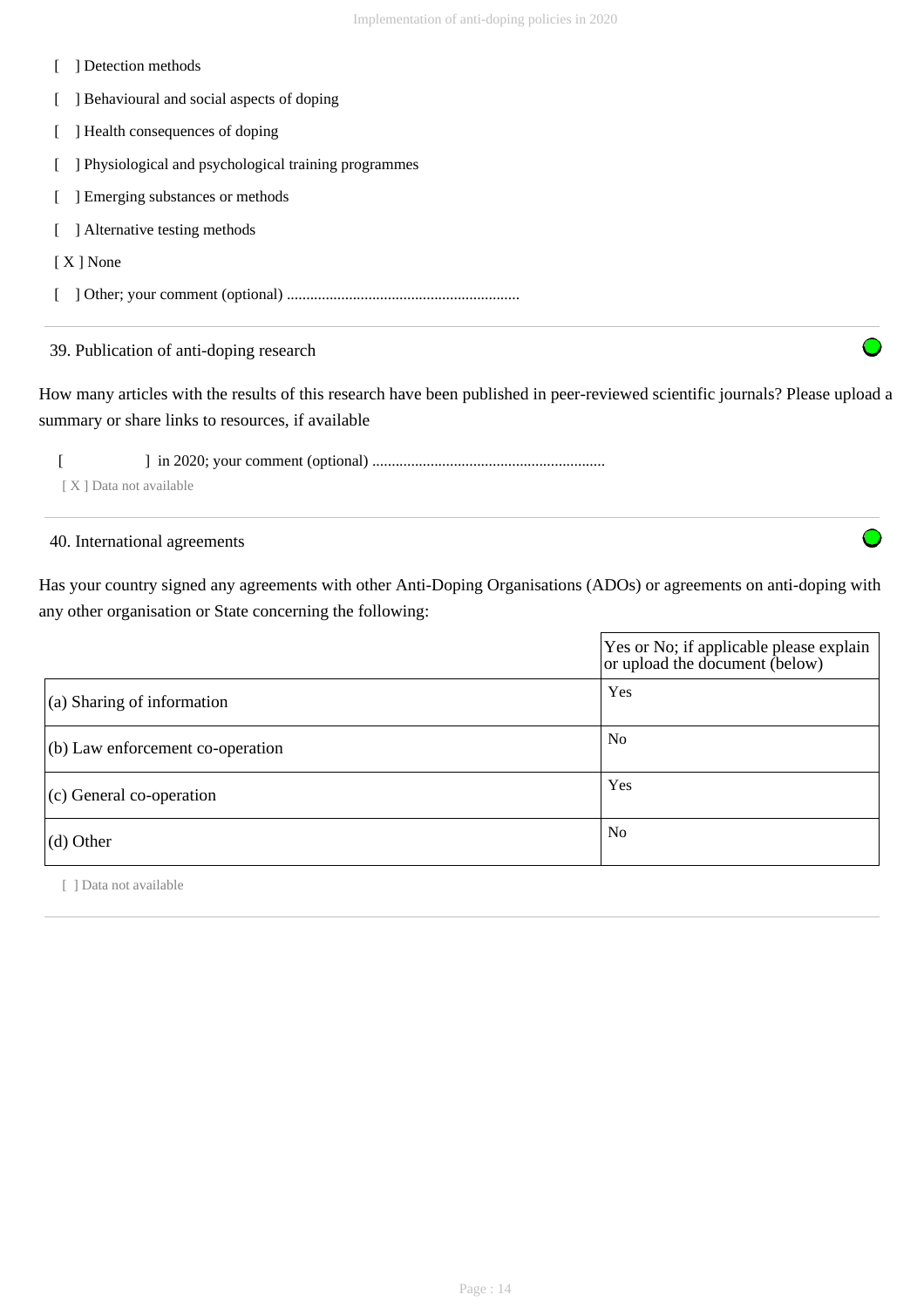[ ] Detection methods

[ ] Behavioural and social aspects of doping

[ ] Health consequences of doping

[ ] Physiological and psychological training programmes

[ ] Emerging substances or methods

[ ] Alternative testing methods

[ X ] None

[ ] Other; your comment (optional) ............................................................

39. Publication of anti-doping research

How many articles with the results of this research have been published in peer-reviewed scientific journals? Please upload a summary or share links to resources, if available

[ ] in 2020; your comment (optional) ............................................................

[ X ] Data not available

40. International agreements

Has your country signed any agreements with other Anti-Doping Organisations (ADOs) or agreements on anti-doping with any other organisation or State concerning the following:

| | Yes or No; if applicable please explain or upload the document (below) |
|---|---|
| (a) Sharing of information | Yes |
| (b) Law enforcement co-operation | No |
| (c) General co-operation | Yes |
| (d) Other | No |

[ ] Data not available